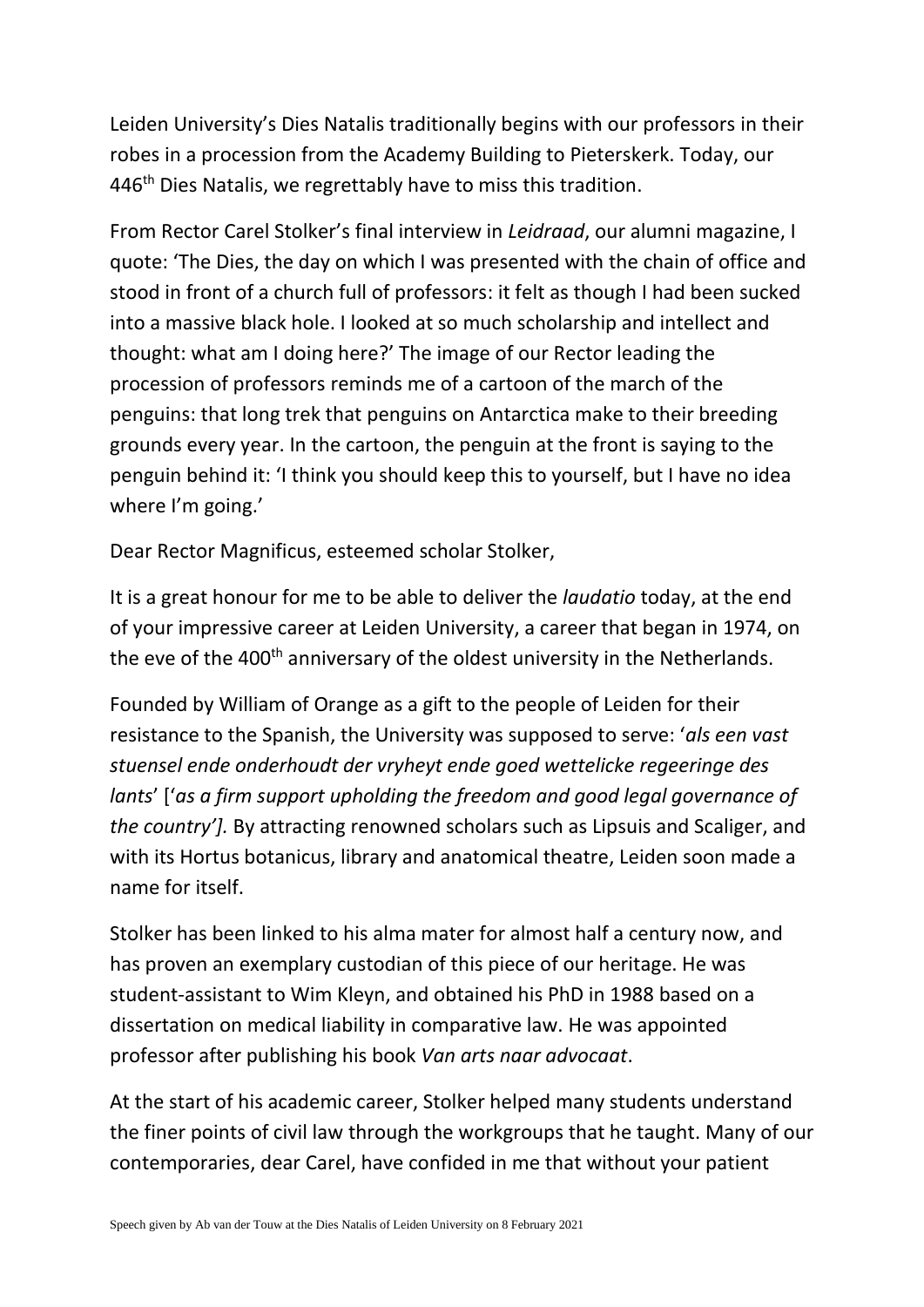Leiden University's Dies Natalis traditionally begins with our professors in their robes in a procession from the Academy Building to Pieterskerk. Today, our 446th Dies Natalis, we regrettably have to miss this tradition.

From Rector Carel Stolker's final interview in *Leidraad*, our alumni magazine, I quote: 'The Dies, the day on which I was presented with the chain of office and stood in front of a church full of professors: it felt as though I had been sucked into a massive black hole. I looked at so much scholarship and intellect and thought: what am I doing here?' The image of our Rector leading the procession of professors reminds me of a cartoon of the march of the penguins: that long trek that penguins on Antarctica make to their breeding grounds every year. In the cartoon, the penguin at the front is saying to the penguin behind it: 'I think you should keep this to yourself, but I have no idea where I'm going.'

Dear Rector Magnificus, esteemed scholar Stolker,

It is a great honour for me to be able to deliver the *laudatio* today, at the end of your impressive career at Leiden University, a career that began in 1974, on the eve of the 400th anniversary of the oldest university in the Netherlands.

Founded by William of Orange as a gift to the people of Leiden for their resistance to the Spanish, the University was supposed to serve: '*als een vast stuensel ende onderhoudt der vryheyt ende goed wettelicke regeeringe des lants*' ['*as a firm support upholding the freedom and good legal governance of the country'].* By attracting renowned scholars such as Lipsuis and Scaliger, and with its Hortus botanicus, library and anatomical theatre, Leiden soon made a name for itself.

Stolker has been linked to his alma mater for almost half a century now, and has proven an exemplary custodian of this piece of our heritage. He was student-assistant to Wim Kleyn, and obtained his PhD in 1988 based on a dissertation on medical liability in comparative law. He was appointed professor after publishing his book *Van arts naar advocaat*.

At the start of his academic career, Stolker helped many students understand the finer points of civil law through the workgroups that he taught. Many of our contemporaries, dear Carel, have confided in me that without your patient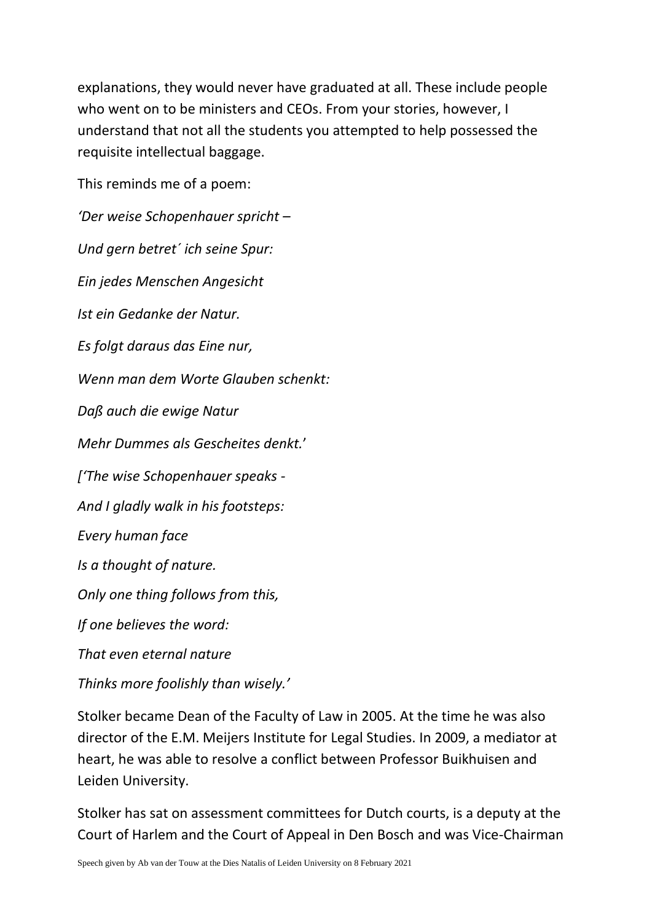explanations, they would never have graduated at all. These include people who went on to be ministers and CEOs. From your stories, however, I understand that not all the students you attempted to help possessed the requisite intellectual baggage.

This reminds me of a poem:

*'Der weise Schopenhauer spricht –*

*Und gern betret´ ich seine Spur:*

*Ein jedes Menschen Angesicht*

*Ist ein Gedanke der Natur.*

*Es folgt daraus das Eine nur,*

*Wenn man dem Worte Glauben schenkt:*

*Daß auch die ewige Natur*

*Mehr Dummes als Gescheites denkt.*'

*['The wise Schopenhauer speaks -*

*And I gladly walk in his footsteps:*

*Every human face*

*Is a thought of nature.*

*Only one thing follows from this,*

*If one believes the word:*

*That even eternal nature*

*Thinks more foolishly than wisely.'*

Stolker became Dean of the Faculty of Law in 2005. At the time he was also director of the E.M. Meijers Institute for Legal Studies. In 2009, a mediator at heart, he was able to resolve a conflict between Professor Buikhuisen and Leiden University.

Stolker has sat on assessment committees for Dutch courts, is a deputy at the Court of Harlem and the Court of Appeal in Den Bosch and was Vice-Chairman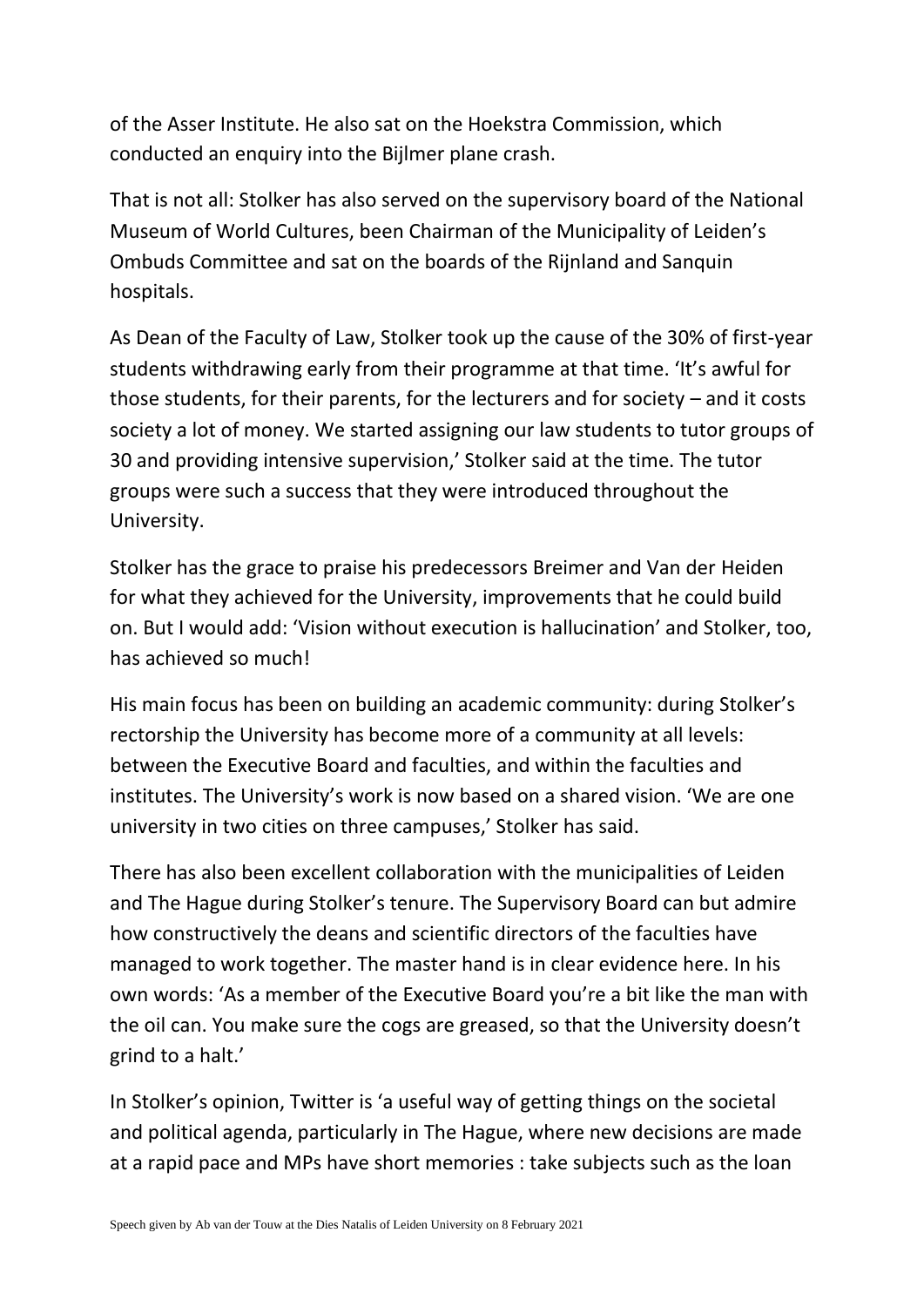of the Asser Institute. He also sat on the Hoekstra Commission, which conducted an enquiry into the Bijlmer plane crash.

That is not all: Stolker has also served on the supervisory board of the National Museum of World Cultures, been Chairman of the Municipality of Leiden's Ombuds Committee and sat on the boards of the Rijnland and Sanquin hospitals.

As Dean of the Faculty of Law, Stolker took up the cause of the 30% of first-year students withdrawing early from their programme at that time. 'It's awful for those students, for their parents, for the lecturers and for society – and it costs society a lot of money. We started assigning our law students to tutor groups of 30 and providing intensive supervision,' Stolker said at the time. The tutor groups were such a success that they were introduced throughout the University.

Stolker has the grace to praise his predecessors Breimer and Van der Heiden for what they achieved for the University, improvements that he could build on. But I would add: 'Vision without execution is hallucination' and Stolker, too, has achieved so much!

His main focus has been on building an academic community: during Stolker's rectorship the University has become more of a community at all levels: between the Executive Board and faculties, and within the faculties and institutes. The University's work is now based on a shared vision. 'We are one university in two cities on three campuses,' Stolker has said.

There has also been excellent collaboration with the municipalities of Leiden and The Hague during Stolker's tenure. The Supervisory Board can but admire how constructively the deans and scientific directors of the faculties have managed to work together. The master hand is in clear evidence here. In his own words: 'As a member of the Executive Board you're a bit like the man with the oil can. You make sure the cogs are greased, so that the University doesn't grind to a halt.'

In Stolker's opinion, Twitter is 'a useful way of getting things on the societal and political agenda, particularly in The Hague, where new decisions are made at a rapid pace and MPs have short memories : take subjects such as the loan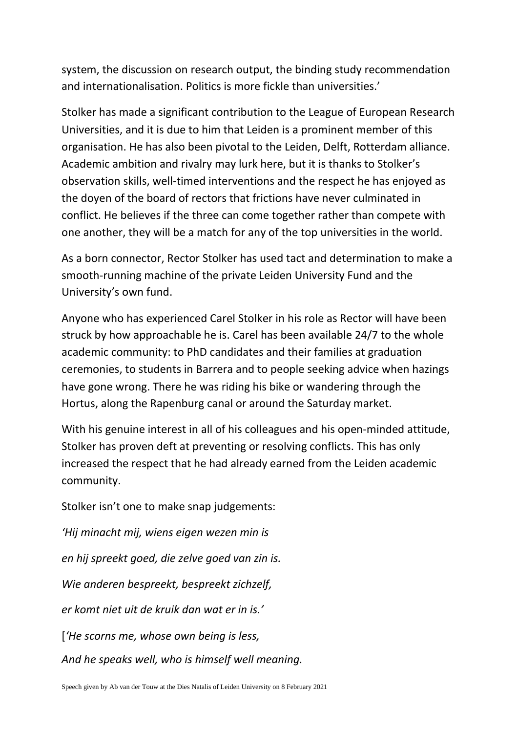system, the discussion on research output, the binding study recommendation and internationalisation. Politics is more fickle than universities.'

Stolker has made a significant contribution to the League of European Research Universities, and it is due to him that Leiden is a prominent member of this organisation. He has also been pivotal to the Leiden, Delft, Rotterdam alliance. Academic ambition and rivalry may lurk here, but it is thanks to Stolker's observation skills, well-timed interventions and the respect he has enjoyed as the doyen of the board of rectors that frictions have never culminated in conflict. He believes if the three can come together rather than compete with one another, they will be a match for any of the top universities in the world.

As a born connector, Rector Stolker has used tact and determination to make a smooth-running machine of the private Leiden University Fund and the University's own fund.

Anyone who has experienced Carel Stolker in his role as Rector will have been struck by how approachable he is. Carel has been available 24/7 to the whole academic community: to PhD candidates and their families at graduation ceremonies, to students in Barrera and to people seeking advice when hazings have gone wrong. There he was riding his bike or wandering through the Hortus, along the Rapenburg canal or around the Saturday market.

With his genuine interest in all of his colleagues and his open-minded attitude, Stolker has proven deft at preventing or resolving conflicts. This has only increased the respect that he had already earned from the Leiden academic community.

Stolker isn't one to make snap judgements:

*'Hij minacht mij, wiens eigen wezen min is*

*en hij spreekt goed, die zelve goed van zin is.*

*Wie anderen bespreekt, bespreekt zichzelf,*

*er komt niet uit de kruik dan wat er in is.'*

[*'He scorns me, whose own being is less,*

*And he speaks well, who is himself well meaning.*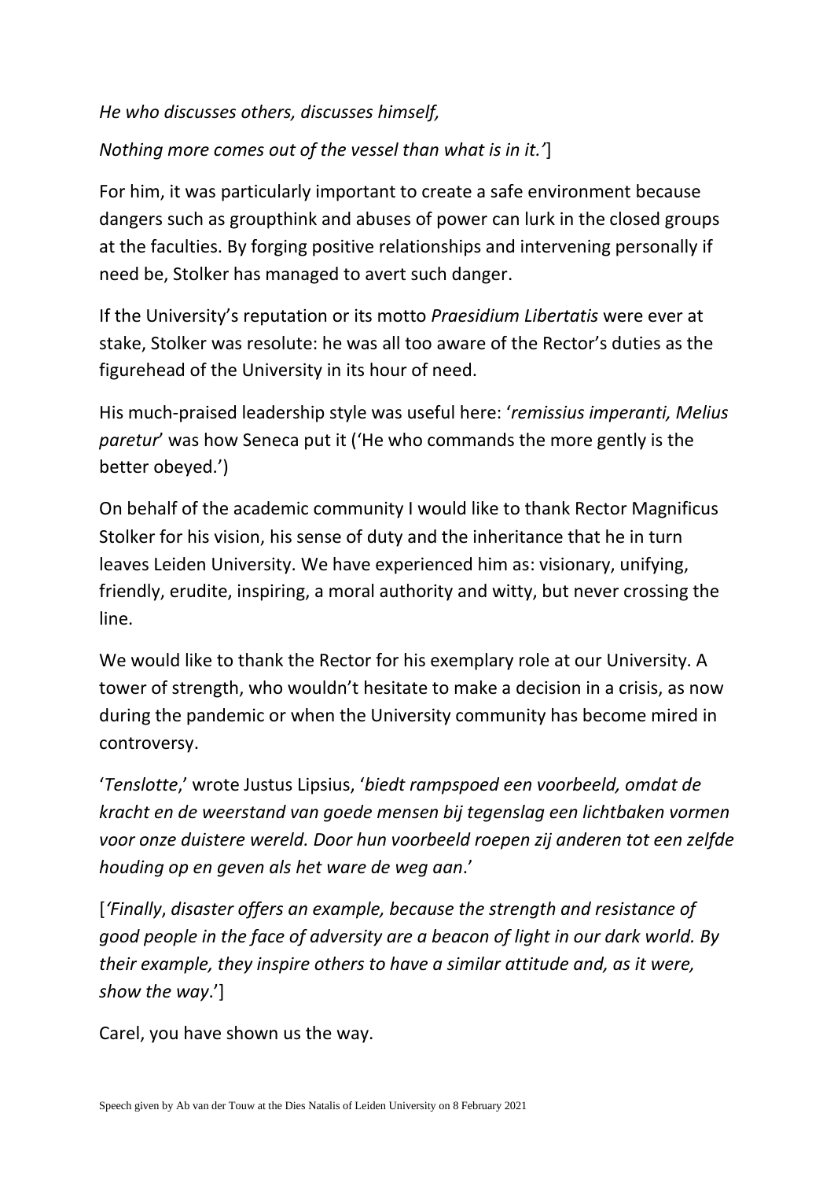*He who discusses others, discusses himself,*

*Nothing more comes out of the vessel than what is in it.'*]

For him, it was particularly important to create a safe environment because dangers such as groupthink and abuses of power can lurk in the closed groups at the faculties. By forging positive relationships and intervening personally if need be, Stolker has managed to avert such danger.

If the University's reputation or its motto *Praesidium Libertatis* were ever at stake, Stolker was resolute: he was all too aware of the Rector's duties as the figurehead of the University in its hour of need.

His much-praised leadership style was useful here: '*remissius imperanti, Melius paretur*' was how Seneca put it ('He who commands the more gently is the better obeyed.')

On behalf of the academic community I would like to thank Rector Magnificus Stolker for his vision, his sense of duty and the inheritance that he in turn leaves Leiden University. We have experienced him as: visionary, unifying, friendly, erudite, inspiring, a moral authority and witty, but never crossing the line.

We would like to thank the Rector for his exemplary role at our University. A tower of strength, who wouldn't hesitate to make a decision in a crisis, as now during the pandemic or when the University community has become mired in controversy.

'*Tenslotte*,' wrote Justus Lipsius, '*biedt rampspoed een voorbeeld, omdat de kracht en de weerstand van goede mensen bij tegenslag een lichtbaken vormen voor onze duistere wereld. Door hun voorbeeld roepen zij anderen tot een zelfde houding op en geven als het ware de weg aan*.'

[*'Finally, disaster offers an example, because the strength and resistance of good people in the face of adversity are a beacon of light in our dark world. By their example, they inspire others to have a similar attitude and, as it were, show the way*.']

Carel, you have shown us the way.

Speech given by Ab van der Touw at the Dies Natalis of Leiden University on 8 February 2021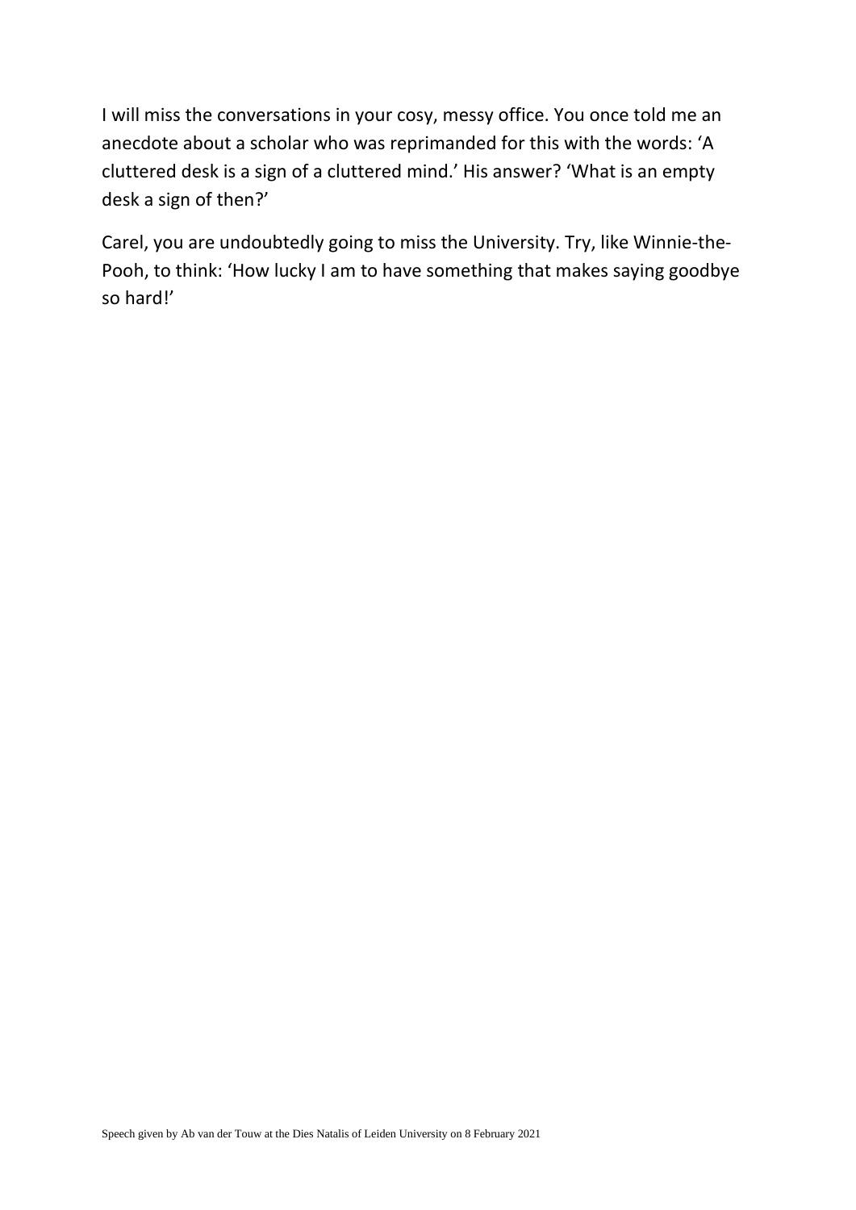I will miss the conversations in your cosy, messy office. You once told me an anecdote about a scholar who was reprimanded for this with the words: 'A cluttered desk is a sign of a cluttered mind.' His answer? 'What is an empty desk a sign of then?'

Carel, you are undoubtedly going to miss the University. Try, like Winnie-the-Pooh, to think: 'How lucky I am to have something that makes saying goodbye so hard!'